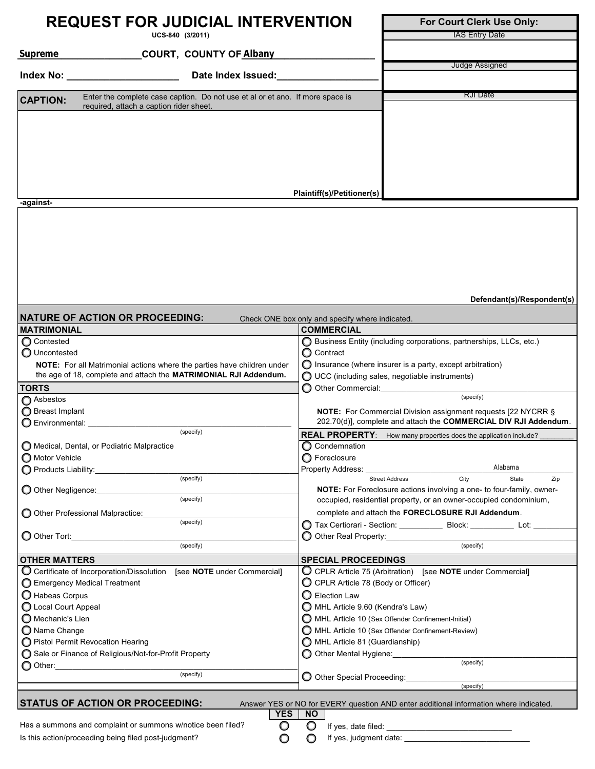# REQUEST FOR JUDICIAL INTERVENTION

UCS-840 (3/2011)

**For Court Clerk Use Only:**

IAS Entry Date

Judge Assigned

RJI Date

Supreme COURT, COUNTY OF Albany

**Index No:** ____________________ **Date Index Issued:** ____________________

**CAPTION:** Enter the complete case caption. Do not use et al or et ano. If more space is required, attach a caption rider sheet.

Plaintiff(s)/Petitioner(s)

-against-

Defendant(s)/Respondent(s)

## NATURE OF ACTION OR PROCEEDING:

Check ONE box only and specify where indicated.

### MATRIMONIAL

- ○ Contested
- ○ Uncontested

**NOTE:** For all Matrimonial actions where the parties have children under the age of 18, complete and attach the **MATRIMONIAL RJI Addendum.**

### TORTS

- ○ Asbestos
- ○ Breast Implant
- ○ Environmental: ____________________ (specify)
- ○ Medical, Dental, or Podiatric Malpractice
- ○ Motor Vehicle
- ○ Products Liability: ____________________ (specify)
- ○ Other Negligence: ____________________ (specify)
- ○ Other Professional Malpractice: ____________________ (specify)
- ○ Other Tort: ____________________ (specify)

### OTHER MATTERS

- ○ Certificate of Incorporation/Dissolution [see **NOTE** under Commercial]
- ○ Emergency Medical Treatment
- ○ Habeas Corpus
- ○ Local Court Appeal
- ○ Mechanic's Lien
- ○ Name Change
- ○ Pistol Permit Revocation Hearing
- ○ Sale or Finance of Religious/Not-for-Profit Property
- ○ Other: ____________________ (specify)

### COMMERCIAL

- ○ Business Entity (including corporations, partnerships, LLCs, etc.)
- ○ Contract
- ○ Insurance (where insurer is a party, except arbitration)
- ○ UCC (including sales, negotiable instruments)
- ○ Other Commercial: ____________________ (specify)

**NOTE:** For Commercial Division assignment requests [22 NYCRR § 202.70(d)], complete and attach the **COMMERCIAL DIV RJI Addendum**.

### REAL PROPERTY:

How many properties does the application include? ________

- ○ Condemnation
- ○ Foreclosure

Property Address: ____________________ Alabama ____

Street Address City State Zip

**NOTE:** For Foreclosure actions involving a one- to four-family, owner-occupied, residential property, or an owner-occupied condominium, complete and attach the **FORECLOSURE RJI Addendum**.

- ○ Tax Certiorari - Section: __________ Block: __________ Lot: __________
- ○ Other Real Property: ____________________ (specify)

### SPECIAL PROCEEDINGS

- ○ CPLR Article 75 (Arbitration) [see **NOTE** under Commercial]
- ○ CPLR Article 78 (Body or Officer)
- ○ Election Law
- ○ MHL Article 9.60 (Kendra's Law)
- ○ MHL Article 10 (Sex Offender Confinement-Initial)
- ○ MHL Article 10 (Sex Offender Confinement-Review)
- ○ MHL Article 81 (Guardianship)
- ○ Other Mental Hygiene: ____________________ (specify)
- ○ Other Special Proceeding: ____________________ (specify)

## STATUS OF ACTION OR PROCEEDING:

Answer YES or NO for EVERY question AND enter additional information where indicated.

| | YES | NO | |
|---|---|---|---|
| Has a summons and complaint or summons w/notice been filed? | ○ | ○ | If yes, date filed: ____________________ |
| Is this action/proceeding being filed post-judgment? | ○ | ○ | If yes, judgment date: ____________________ |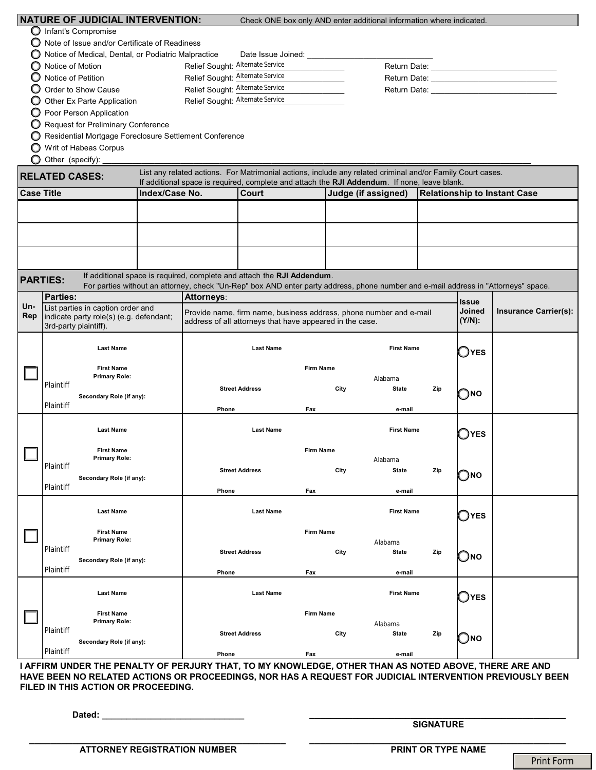## NATURE OF JUDICIAL INTERVENTION:

Check ONE box only AND enter additional information where indicated.

- ◯ Infant's Compromise
- ◯ Note of Issue and/or Certificate of Readiness
- ◯ Notice of Medical, Dental, or Podiatric Malpractice — Date Issue Joined: ______________________
- ◯ Notice of Motion — Relief Sought: Alternate Service — Return Date: ______________________
- ◯ Notice of Petition — Relief Sought: Alternate Service — Return Date: ______________________
- ◯ Order to Show Cause — Relief Sought: Alternate Service — Return Date: ______________________
- ◯ Other Ex Parte Application — Relief Sought: Alternate Service
- ◯ Poor Person Application
- ◯ Request for Preliminary Conference
- ◯ Residential Mortgage Foreclosure Settlement Conference
- ◯ Writ of Habeas Corpus
- ◯ Other (specify): ______________________

## RELATED CASES:

List any related actions. For Matrimonial actions, include any related criminal and/or Family Court cases. If additional space is required, complete and attach the **RJI Addendum**. If none, leave blank.

| Case Title | Index/Case No. | Court | Judge (if assigned) | Relationship to Instant Case |
|---|---|---|---|---|
| | | | | |
| | | | | |
| | | | | |

## PARTIES:

If additional space is required, complete and attach the **RJI Addendum**.
For parties without an attorney, check "Un-Rep" box AND enter party address, phone number and e-mail address in "Attorneys" space.

| Un-Rep | Parties: List parties in caption order and indicate party role(s) (e.g. defendant; 3rd-party plaintiff). | Attorneys: Provide name, firm name, business address, phone number and e-mail address of all attorneys that have appeared in the case. | Issue Joined (Y/N): | Insurance Carrier(s): |
|---|---|---|---|---|
| ☐ | Last Name<br>First Name<br>Primary Role: Plaintiff<br>Secondary Role (if any): Plaintiff | Last Name / First Name<br>Firm Name<br>Street Address / City / State: Alabama / Zip<br>Phone / Fax / e-mail | ◯ YES<br>◯ NO | |
| ☐ | Last Name<br>First Name<br>Primary Role: Plaintiff<br>Secondary Role (if any): Plaintiff | Last Name / First Name<br>Firm Name<br>Street Address / City / State: Alabama / Zip<br>Phone / Fax / e-mail | ◯ YES<br>◯ NO | |
| ☐ | Last Name<br>First Name<br>Primary Role: Plaintiff<br>Secondary Role (if any): Plaintiff | Last Name / First Name<br>Firm Name<br>Street Address / City / State: Alabama / Zip<br>Phone / Fax / e-mail | ◯ YES<br>◯ NO | |
| ☐ | Last Name<br>First Name<br>Primary Role: Plaintiff<br>Secondary Role (if any): Plaintiff | Last Name / First Name<br>Firm Name<br>Street Address / City / State: Alabama / Zip<br>Phone / Fax / e-mail | ◯ YES<br>◯ NO | |

**I AFFIRM UNDER THE PENALTY OF PERJURY THAT, TO MY KNOWLEDGE, OTHER THAN AS NOTED ABOVE, THERE ARE AND HAVE BEEN NO RELATED ACTIONS OR PROCEEDINGS, NOR HAS A REQUEST FOR JUDICIAL INTERVENTION PREVIOUSLY BEEN FILED IN THIS ACTION OR PROCEEDING.**

**Dated:** ______________________

______________________
**SIGNATURE**

______________________
**ATTORNEY REGISTRATION NUMBER**

______________________
**PRINT OR TYPE NAME**

Print Form